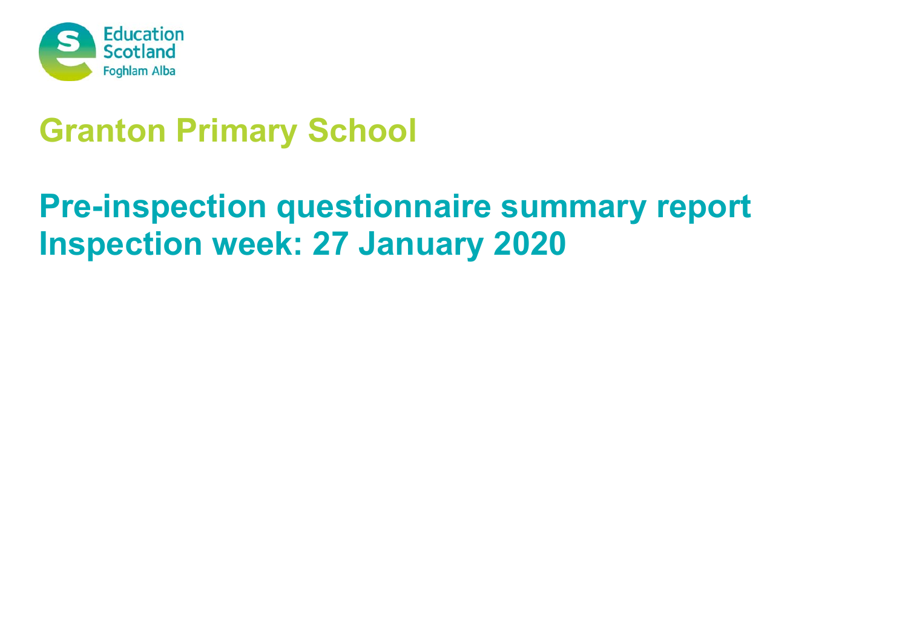Education Scotland
Foghlam Alba

# Granton Primary School

# Pre-inspection questionnaire summary report
# Inspection week: 27 January 2020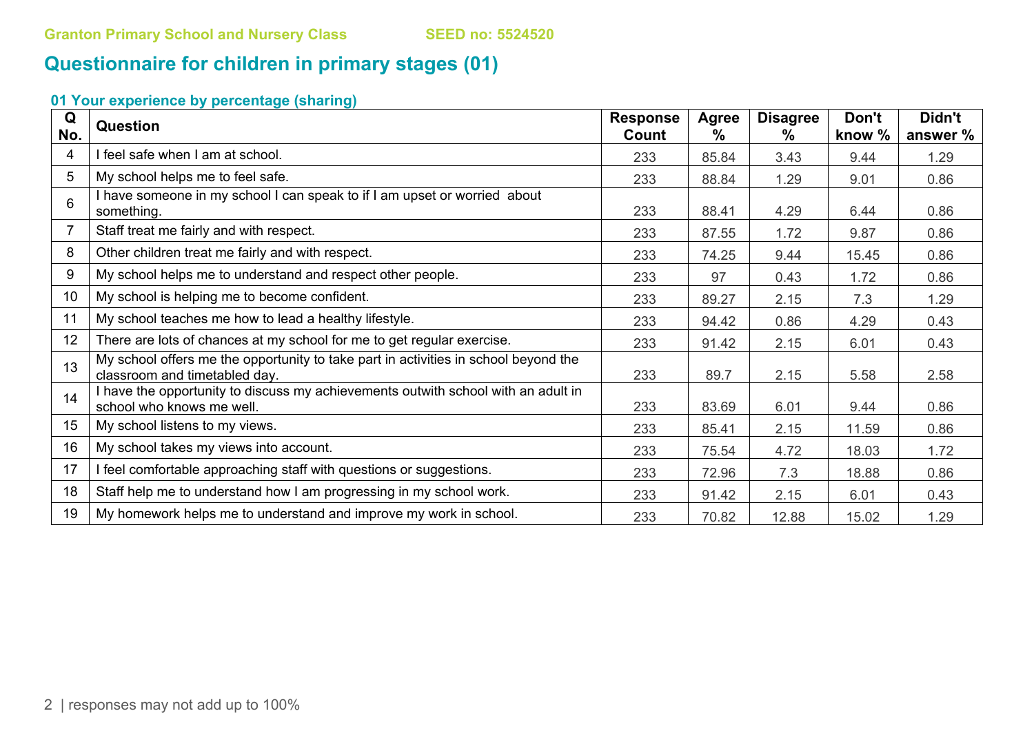Granton Primary School and Nursery Class SEED no: 5524520

# Questionnaire for children in primary stages (01)

## 01 Your experience by percentage (sharing)

| Q No. | Question | Response Count | Agree % | Disagree % | Don't know % | Didn't answer % |
|---|---|---|---|---|---|---|
| 4 | I feel safe when I am at school. | 233 | 85.84 | 3.43 | 9.44 | 1.29 |
| 5 | My school helps me to feel safe. | 233 | 88.84 | 1.29 | 9.01 | 0.86 |
| 6 | I have someone in my school I can speak to if I am upset or worried about something. | 233 | 88.41 | 4.29 | 6.44 | 0.86 |
| 7 | Staff treat me fairly and with respect. | 233 | 87.55 | 1.72 | 9.87 | 0.86 |
| 8 | Other children treat me fairly and with respect. | 233 | 74.25 | 9.44 | 15.45 | 0.86 |
| 9 | My school helps me to understand and respect other people. | 233 | 97 | 0.43 | 1.72 | 0.86 |
| 10 | My school is helping me to become confident. | 233 | 89.27 | 2.15 | 7.3 | 1.29 |
| 11 | My school teaches me how to lead a healthy lifestyle. | 233 | 94.42 | 0.86 | 4.29 | 0.43 |
| 12 | There are lots of chances at my school for me to get regular exercise. | 233 | 91.42 | 2.15 | 6.01 | 0.43 |
| 13 | My school offers me the opportunity to take part in activities in school beyond the classroom and timetabled day. | 233 | 89.7 | 2.15 | 5.58 | 2.58 |
| 14 | I have the opportunity to discuss my achievements outwith school with an adult in school who knows me well. | 233 | 83.69 | 6.01 | 9.44 | 0.86 |
| 15 | My school listens to my views. | 233 | 85.41 | 2.15 | 11.59 | 0.86 |
| 16 | My school takes my views into account. | 233 | 75.54 | 4.72 | 18.03 | 1.72 |
| 17 | I feel comfortable approaching staff with questions or suggestions. | 233 | 72.96 | 7.3 | 18.88 | 0.86 |
| 18 | Staff help me to understand how I am progressing in my school work. | 233 | 91.42 | 2.15 | 6.01 | 0.43 |
| 19 | My homework helps me to understand and improve my work in school. | 233 | 70.82 | 12.88 | 15.02 | 1.29 |

responses may not add up to 100%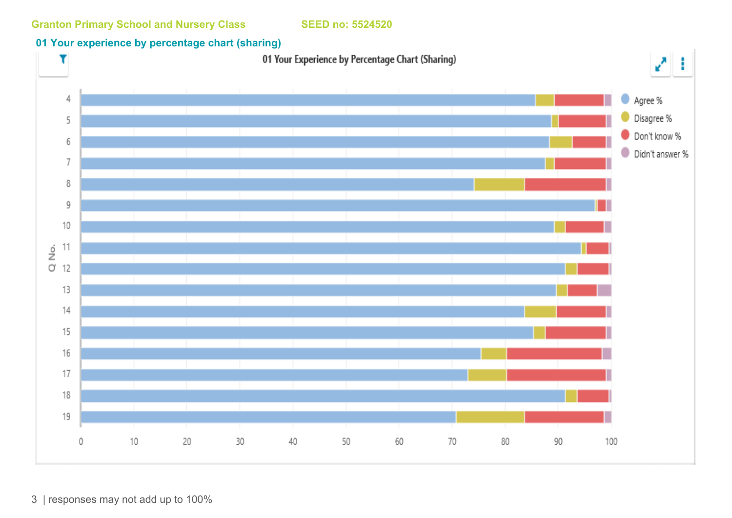Granton Primary School and Nursery Class SEED no: 5524520

## 01 Your experience by percentage chart (sharing)

01 Your Experience by Percentage Chart (Sharing)

Agree %
Disagree %
Don't know %
Didn't answer %

Q No. 4, 5, 6, 7, 8, 9, 10, 11, 12, 13, 14, 15, 16, 17, 18, 19

0 10 20 30 40 50 60 70 80 90 100

| responses may not add up to 100%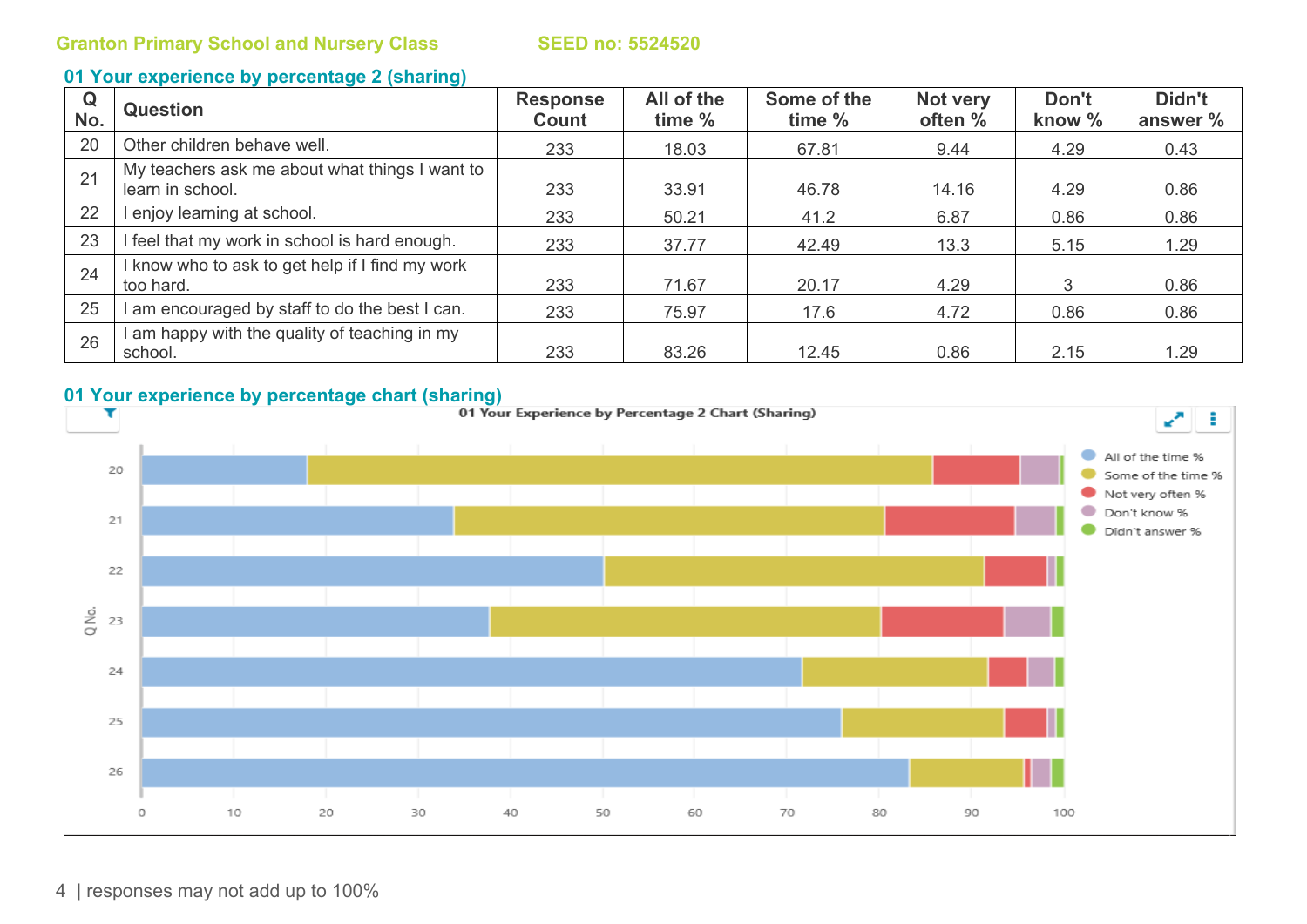Granton Primary School and Nursery Class SEED no: 5524520

## 01 Your experience by percentage 2 (sharing)

| Q No. | Question | Response Count | All of the time % | Some of the time % | Not very often % | Don't know % | Didn't answer % |
|---|---|---|---|---|---|---|---|
| 20 | Other children behave well. | 233 | 18.03 | 67.81 | 9.44 | 4.29 | 0.43 |
| 21 | My teachers ask me about what things I want to learn in school. | 233 | 33.91 | 46.78 | 14.16 | 4.29 | 0.86 |
| 22 | I enjoy learning at school. | 233 | 50.21 | 41.2 | 6.87 | 0.86 | 0.86 |
| 23 | I feel that my work in school is hard enough. | 233 | 37.77 | 42.49 | 13.3 | 5.15 | 1.29 |
| 24 | I know who to ask to get help if I find my work too hard. | 233 | 71.67 | 20.17 | 4.29 | 3 | 0.86 |
| 25 | I am encouraged by staff to do the best I can. | 233 | 75.97 | 17.6 | 4.72 | 0.86 | 0.86 |
| 26 | I am happy with the quality of teaching in my school. | 233 | 83.26 | 12.45 | 0.86 | 2.15 | 1.29 |

## 01 Your experience by percentage chart (sharing)

01 Your Experience by Percentage 2 Chart (Sharing)

responses may not add up to 100%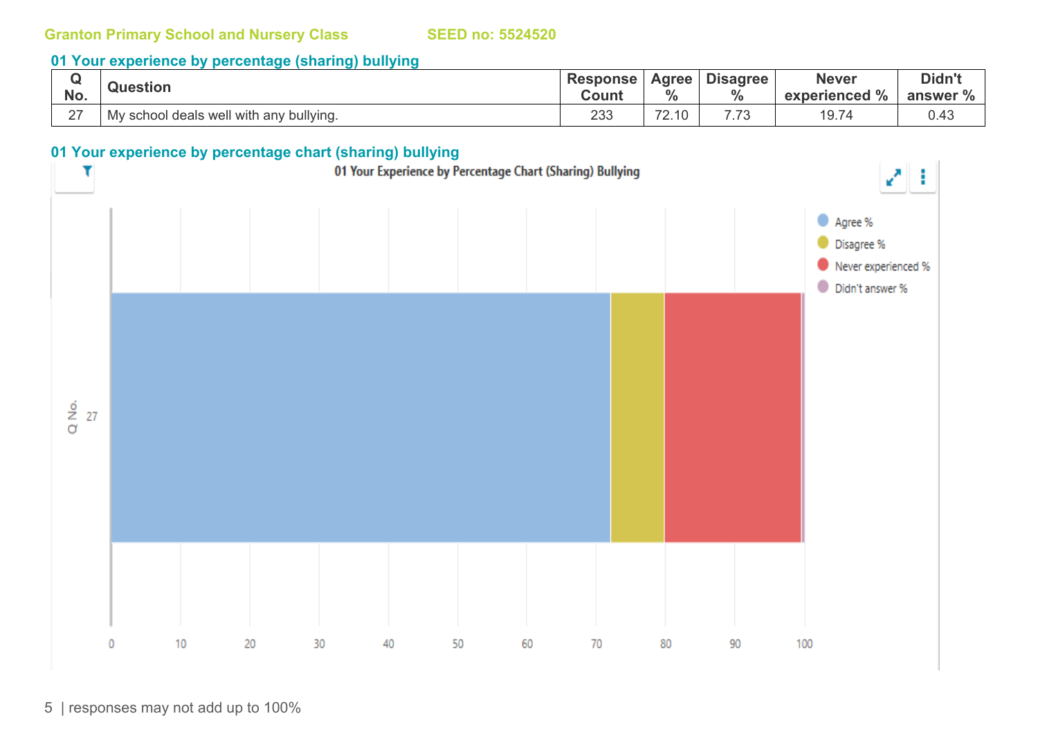**Granton Primary School and Nursery Class** **SEED no: 5524520**

## 01 Your experience by percentage (sharing) bullying

| Q No. | Question | Response Count | Agree % | Disagree % | Never experienced % | Didn't answer % |
|---|---|---|---|---|---|---|
| 27 | My school deals well with any bullying. | 233 | 72.10 | 7.73 | 19.74 | 0.43 |

## 01 Your experience by percentage chart (sharing) bullying

responses may not add up to 100%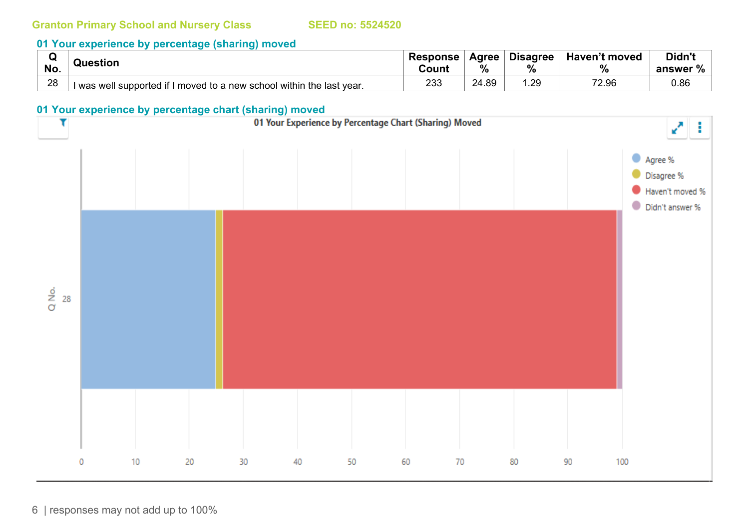Granton Primary School and Nursery Class SEED no: 5524520

## 01 Your experience by percentage (sharing) moved

| Q No. | Question | Response Count | Agree % | Disagree % | Haven't moved % | Didn't answer % |
|---|---|---|---|---|---|---|
| 28 | I was well supported if I moved to a new school within the last year. | 233 | 24.89 | 1.29 | 72.96 | 0.86 |

## 01 Your experience by percentage chart (sharing) moved

01 Your Experience by Percentage Chart (Sharing) Moved

| Q No. | Agree % | Disagree % | Haven't moved % | Didn't answer % |
|---|---|---|---|---|
| 28 | 24.89 | 1.29 | 72.96 | 0.86 |

responses may not add up to 100%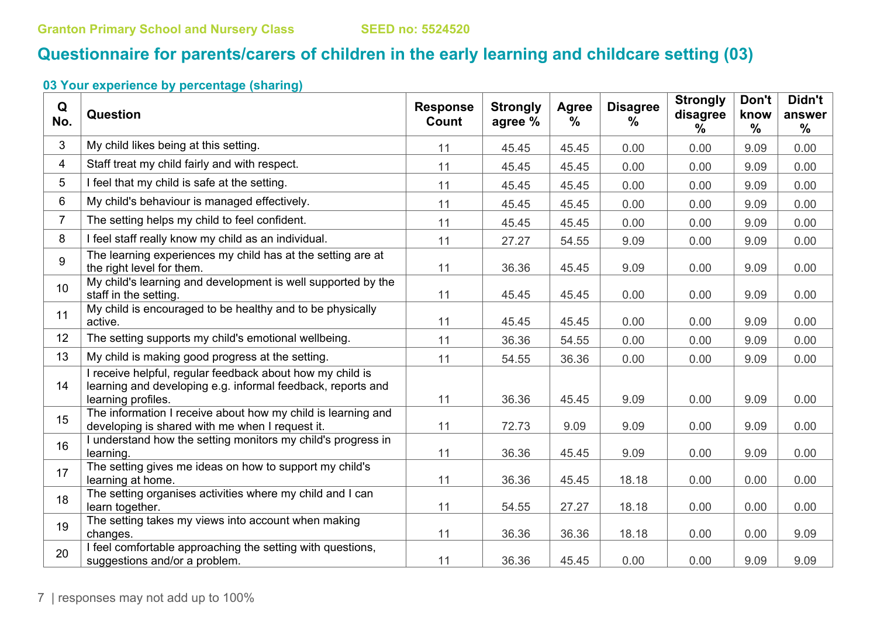Granton Primary School and Nursery Class SEED no: 5524520

# Questionnaire for parents/carers of children in the early learning and childcare setting (03)

### 03 Your experience by percentage (sharing)

| Q No. | Question | Response Count | Strongly agree % | Agree % | Disagree % | Strongly disagree % | Don't know % | Didn't answer % |
|---|---|---|---|---|---|---|---|---|
| 3 | My child likes being at this setting. | 11 | 45.45 | 45.45 | 0.00 | 0.00 | 9.09 | 0.00 |
| 4 | Staff treat my child fairly and with respect. | 11 | 45.45 | 45.45 | 0.00 | 0.00 | 9.09 | 0.00 |
| 5 | I feel that my child is safe at the setting. | 11 | 45.45 | 45.45 | 0.00 | 0.00 | 9.09 | 0.00 |
| 6 | My child's behaviour is managed effectively. | 11 | 45.45 | 45.45 | 0.00 | 0.00 | 9.09 | 0.00 |
| 7 | The setting helps my child to feel confident. | 11 | 45.45 | 45.45 | 0.00 | 0.00 | 9.09 | 0.00 |
| 8 | I feel staff really know my child as an individual. | 11 | 27.27 | 54.55 | 9.09 | 0.00 | 9.09 | 0.00 |
| 9 | The learning experiences my child has at the setting are at the right level for them. | 11 | 36.36 | 45.45 | 9.09 | 0.00 | 9.09 | 0.00 |
| 10 | My child's learning and development is well supported by the staff in the setting. | 11 | 45.45 | 45.45 | 0.00 | 0.00 | 9.09 | 0.00 |
| 11 | My child is encouraged to be healthy and to be physically active. | 11 | 45.45 | 45.45 | 0.00 | 0.00 | 9.09 | 0.00 |
| 12 | The setting supports my child's emotional wellbeing. | 11 | 36.36 | 54.55 | 0.00 | 0.00 | 9.09 | 0.00 |
| 13 | My child is making good progress at the setting. | 11 | 54.55 | 36.36 | 0.00 | 0.00 | 9.09 | 0.00 |
| 14 | I receive helpful, regular feedback about how my child is learning and developing e.g. informal feedback, reports and learning profiles. | 11 | 36.36 | 45.45 | 9.09 | 0.00 | 9.09 | 0.00 |
| 15 | The information I receive about how my child is learning and developing is shared with me when I request it. | 11 | 72.73 | 9.09 | 9.09 | 0.00 | 9.09 | 0.00 |
| 16 | I understand how the setting monitors my child's progress in learning. | 11 | 36.36 | 45.45 | 9.09 | 0.00 | 9.09 | 0.00 |
| 17 | The setting gives me ideas on how to support my child's learning at home. | 11 | 36.36 | 45.45 | 18.18 | 0.00 | 0.00 | 0.00 |
| 18 | The setting organises activities where my child and I can learn together. | 11 | 54.55 | 27.27 | 18.18 | 0.00 | 0.00 | 0.00 |
| 19 | The setting takes my views into account when making changes. | 11 | 36.36 | 36.36 | 18.18 | 0.00 | 0.00 | 9.09 |
| 20 | I feel comfortable approaching the setting with questions, suggestions and/or a problem. | 11 | 36.36 | 45.45 | 0.00 | 0.00 | 9.09 | 9.09 |

responses may not add up to 100%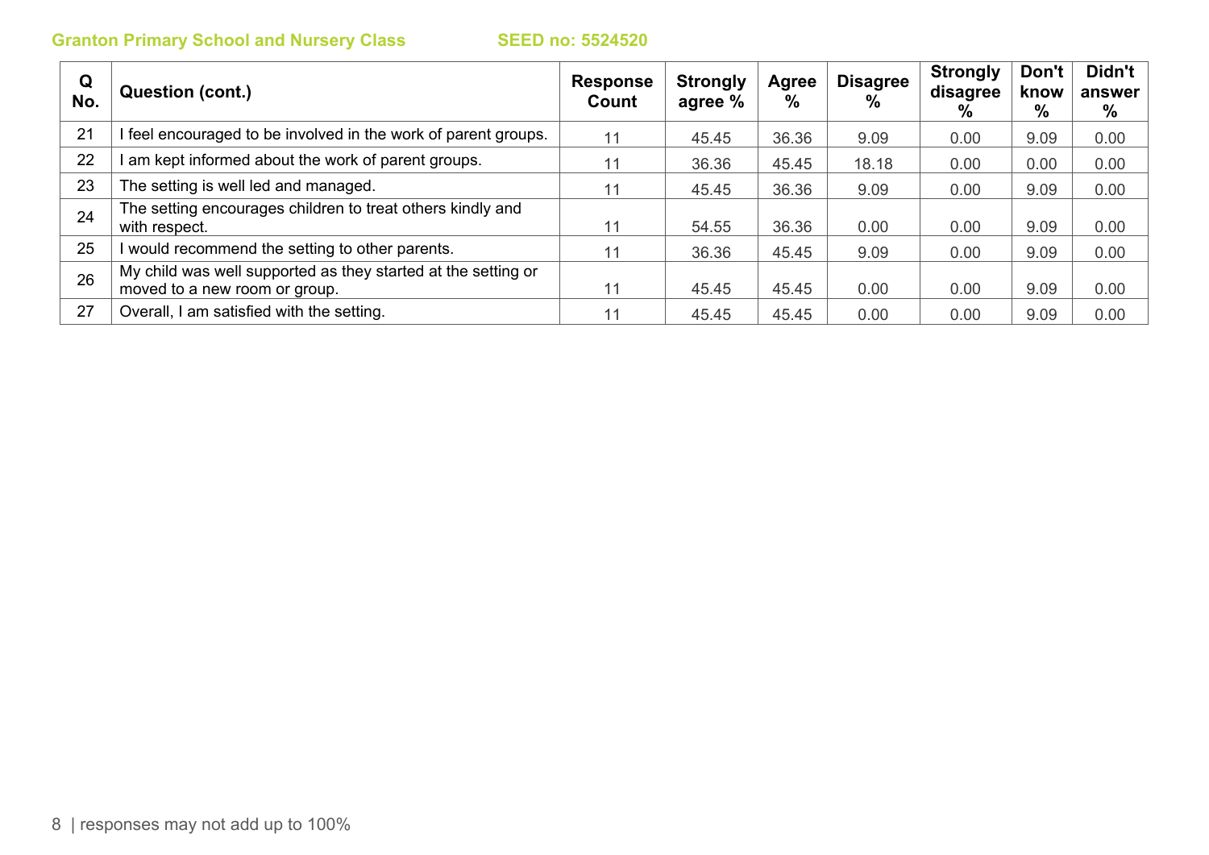Granton Primary School and Nursery Class SEED no: 5524520

| Q No. | Question (cont.) | Response Count | Strongly agree % | Agree % | Disagree % | Strongly disagree % | Don't know % | Didn't answer % |
|---|---|---|---|---|---|---|---|---|
| 21 | I feel encouraged to be involved in the work of parent groups. | 11 | 45.45 | 36.36 | 9.09 | 0.00 | 9.09 | 0.00 |
| 22 | I am kept informed about the work of parent groups. | 11 | 36.36 | 45.45 | 18.18 | 0.00 | 0.00 | 0.00 |
| 23 | The setting is well led and managed. | 11 | 45.45 | 36.36 | 9.09 | 0.00 | 9.09 | 0.00 |
| 24 | The setting encourages children to treat others kindly and with respect. | 11 | 54.55 | 36.36 | 0.00 | 0.00 | 9.09 | 0.00 |
| 25 | I would recommend the setting to other parents. | 11 | 36.36 | 45.45 | 9.09 | 0.00 | 9.09 | 0.00 |
| 26 | My child was well supported as they started at the setting or moved to a new room or group. | 11 | 45.45 | 45.45 | 0.00 | 0.00 | 9.09 | 0.00 |
| 27 | Overall, I am satisfied with the setting. | 11 | 45.45 | 45.45 | 0.00 | 0.00 | 9.09 | 0.00 |

responses may not add up to 100%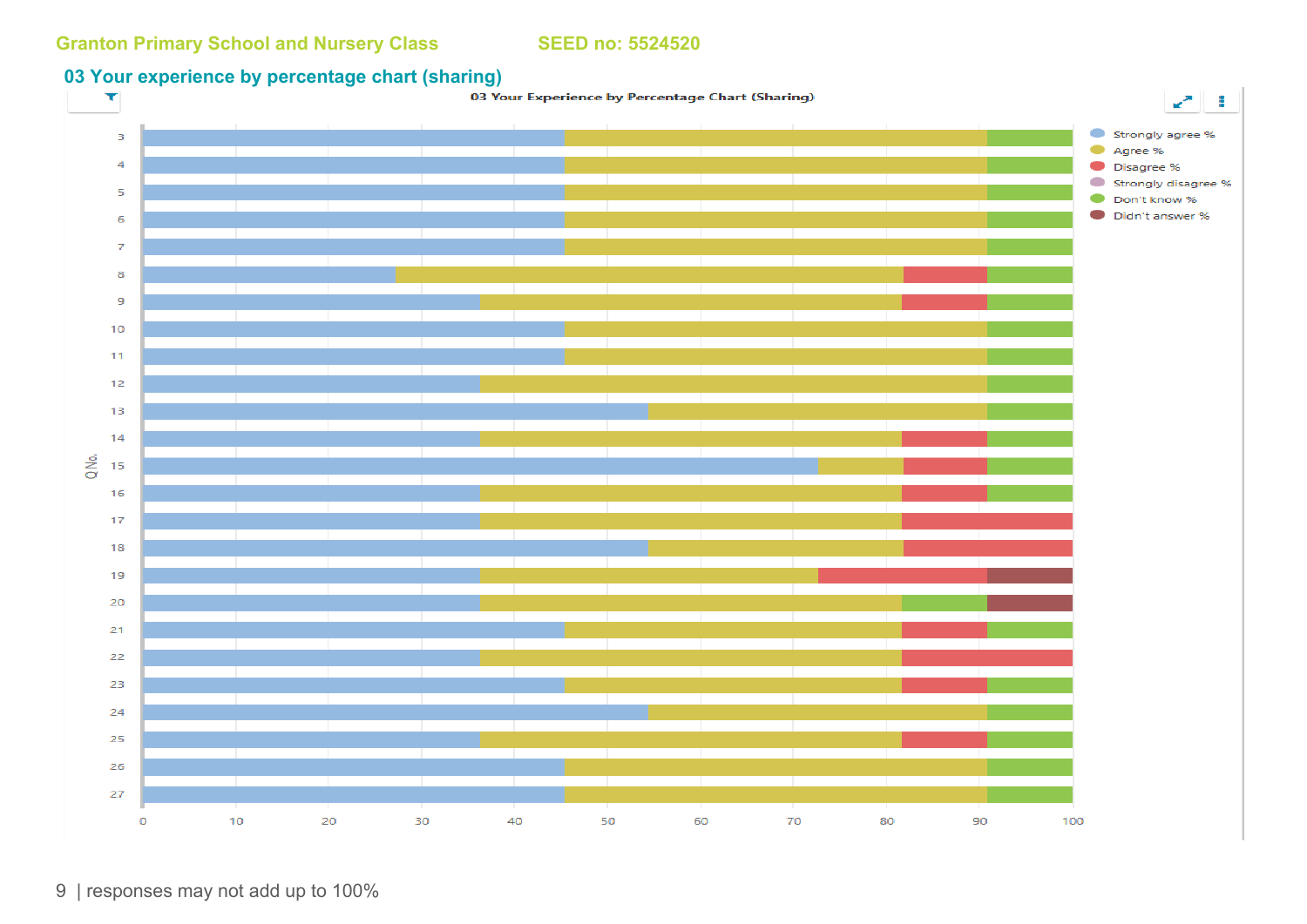Granton Primary School and Nursery Class SEED no: 5524520

## 03 Your experience by percentage chart (sharing)

03 Your Experience by Percentage Chart (Sharing)

Legend: Strongly agree %, Agree %, Disagree %, Strongly disagree %, Don't know %, Didn't answer %

Q No.: 3, 4, 5, 6, 7, 8, 9, 10, 11, 12, 13, 14, 15, 16, 17, 18, 19, 20, 21, 22, 23, 24, 25, 26, 27

0 10 20 30 40 50 60 70 80 90 100

| responses may not add up to 100%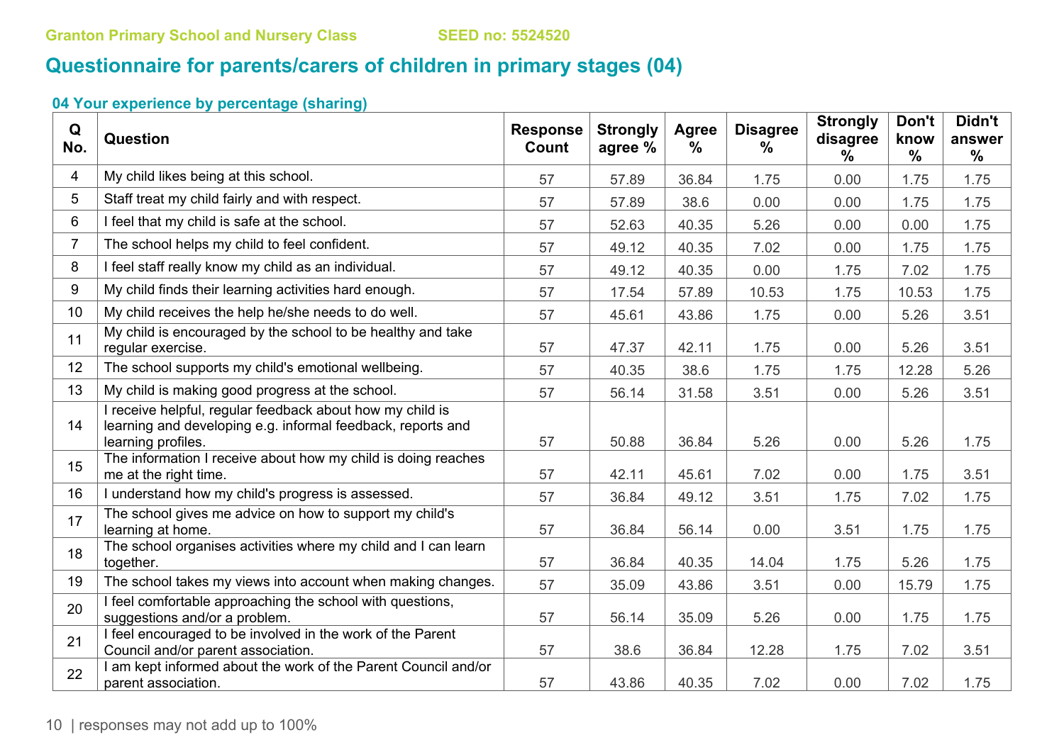Granton Primary School and Nursery Class SEED no: 5524520

## Questionnaire for parents/carers of children in primary stages (04)

### 04 Your experience by percentage (sharing)

| Q No. | Question | Response Count | Strongly agree % | Agree % | Disagree % | Strongly disagree % | Don't know % | Didn't answer % |
|---|---|---|---|---|---|---|---|---|
| 4 | My child likes being at this school. | 57 | 57.89 | 36.84 | 1.75 | 0.00 | 1.75 | 1.75 |
| 5 | Staff treat my child fairly and with respect. | 57 | 57.89 | 38.6 | 0.00 | 0.00 | 1.75 | 1.75 |
| 6 | I feel that my child is safe at the school. | 57 | 52.63 | 40.35 | 5.26 | 0.00 | 0.00 | 1.75 |
| 7 | The school helps my child to feel confident. | 57 | 49.12 | 40.35 | 7.02 | 0.00 | 1.75 | 1.75 |
| 8 | I feel staff really know my child as an individual. | 57 | 49.12 | 40.35 | 0.00 | 1.75 | 7.02 | 1.75 |
| 9 | My child finds their learning activities hard enough. | 57 | 17.54 | 57.89 | 10.53 | 1.75 | 10.53 | 1.75 |
| 10 | My child receives the help he/she needs to do well. | 57 | 45.61 | 43.86 | 1.75 | 0.00 | 5.26 | 3.51 |
| 11 | My child is encouraged by the school to be healthy and take regular exercise. | 57 | 47.37 | 42.11 | 1.75 | 0.00 | 5.26 | 3.51 |
| 12 | The school supports my child's emotional wellbeing. | 57 | 40.35 | 38.6 | 1.75 | 1.75 | 12.28 | 5.26 |
| 13 | My child is making good progress at the school. | 57 | 56.14 | 31.58 | 3.51 | 0.00 | 5.26 | 3.51 |
| 14 | I receive helpful, regular feedback about how my child is learning and developing e.g. informal feedback, reports and learning profiles. | 57 | 50.88 | 36.84 | 5.26 | 0.00 | 5.26 | 1.75 |
| 15 | The information I receive about how my child is doing reaches me at the right time. | 57 | 42.11 | 45.61 | 7.02 | 0.00 | 1.75 | 3.51 |
| 16 | I understand how my child's progress is assessed. | 57 | 36.84 | 49.12 | 3.51 | 1.75 | 7.02 | 1.75 |
| 17 | The school gives me advice on how to support my child's learning at home. | 57 | 36.84 | 56.14 | 0.00 | 3.51 | 1.75 | 1.75 |
| 18 | The school organises activities where my child and I can learn together. | 57 | 36.84 | 40.35 | 14.04 | 1.75 | 5.26 | 1.75 |
| 19 | The school takes my views into account when making changes. | 57 | 35.09 | 43.86 | 3.51 | 0.00 | 15.79 | 1.75 |
| 20 | I feel comfortable approaching the school with questions, suggestions and/or a problem. | 57 | 56.14 | 35.09 | 5.26 | 0.00 | 1.75 | 1.75 |
| 21 | I feel encouraged to be involved in the work of the Parent Council and/or parent association. | 57 | 38.6 | 36.84 | 12.28 | 1.75 | 7.02 | 3.51 |
| 22 | I am kept informed about the work of the Parent Council and/or parent association. | 57 | 43.86 | 40.35 | 7.02 | 0.00 | 7.02 | 1.75 |

responses may not add up to 100%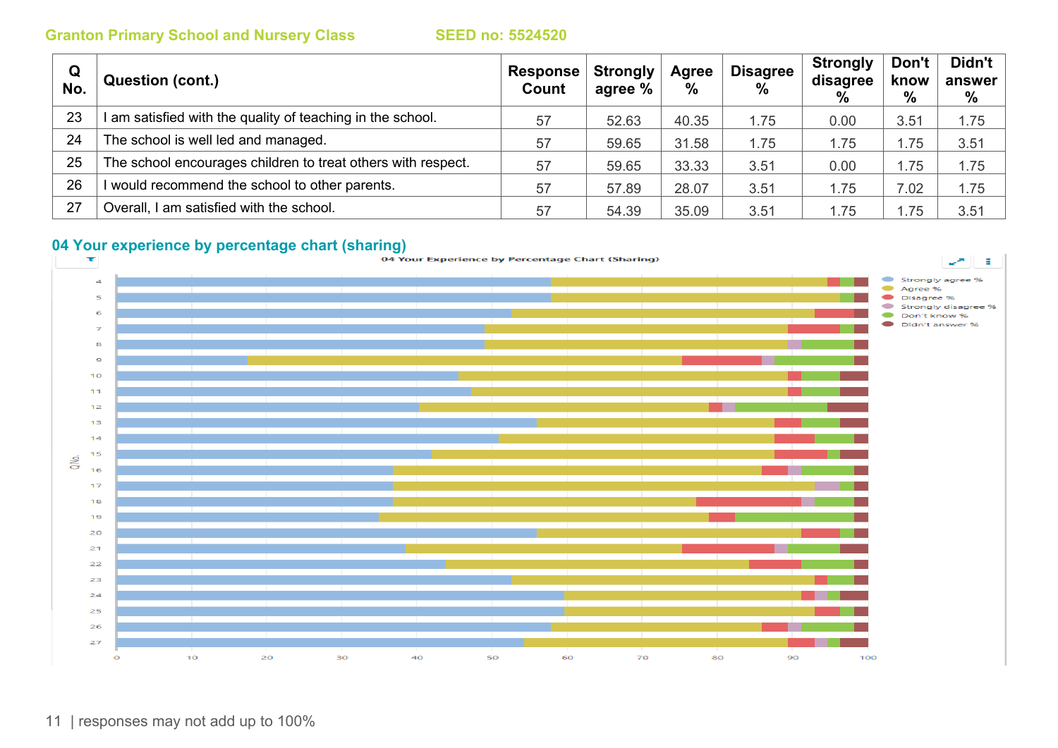Granton Primary School and Nursery Class SEED no: 5524520

| Q No. | Question (cont.) | Response Count | Strongly agree % | Agree % | Disagree % | Strongly disagree % | Don't know % | Didn't answer % |
|---|---|---|---|---|---|---|---|---|
| 23 | I am satisfied with the quality of teaching in the school. | 57 | 52.63 | 40.35 | 1.75 | 0.00 | 3.51 | 1.75 |
| 24 | The school is well led and managed. | 57 | 59.65 | 31.58 | 1.75 | 1.75 | 1.75 | 3.51 |
| 25 | The school encourages children to treat others with respect. | 57 | 59.65 | 33.33 | 3.51 | 0.00 | 1.75 | 1.75 |
| 26 | I would recommend the school to other parents. | 57 | 57.89 | 28.07 | 3.51 | 1.75 | 7.02 | 1.75 |
| 27 | Overall, I am satisfied with the school. | 57 | 54.39 | 35.09 | 3.51 | 1.75 | 1.75 | 3.51 |

## 04 Your experience by percentage chart (sharing)

responses may not add up to 100%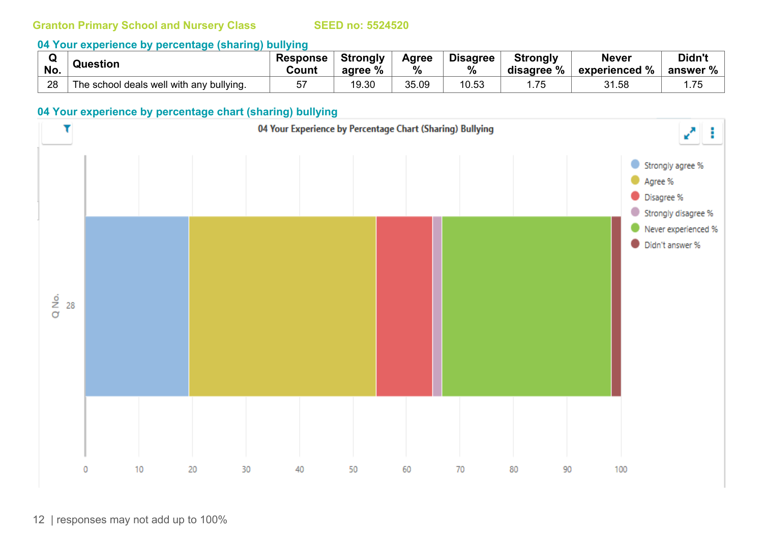Granton Primary School and Nursery Class SEED no: 5524520

## 04 Your experience by percentage (sharing) bullying

| Q No. | Question | Response Count | Strongly agree % | Agree % | Disagree % | Strongly disagree % | Never experienced % | Didn't answer % |
|---|---|---|---|---|---|---|---|---|
| 28 | The school deals well with any bullying. | 57 | 19.30 | 35.09 | 10.53 | 1.75 | 31.58 | 1.75 |

## 04 Your experience by percentage chart (sharing) bullying

04 Your Experience by Percentage Chart (Sharing) Bullying

responses may not add up to 100%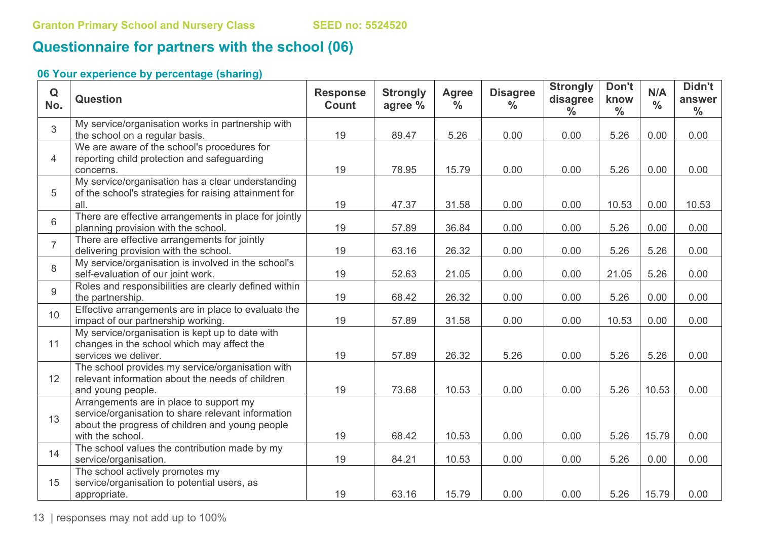Granton Primary School and Nursery Class SEED no: 5524520

## Questionnaire for partners with the school (06)

### 06 Your experience by percentage (sharing)

| Q No. | Question | Response Count | Strongly agree % | Agree % | Disagree % | Strongly disagree % | Don't know % | N/A % | Didn't answer % |
|---|---|---|---|---|---|---|---|---|---|
| 3 | My service/organisation works in partnership with the school on a regular basis. | 19 | 89.47 | 5.26 | 0.00 | 0.00 | 5.26 | 0.00 | 0.00 |
| 4 | We are aware of the school's procedures for reporting child protection and safeguarding concerns. | 19 | 78.95 | 15.79 | 0.00 | 0.00 | 5.26 | 0.00 | 0.00 |
| 5 | My service/organisation has a clear understanding of the school's strategies for raising attainment for all. | 19 | 47.37 | 31.58 | 0.00 | 0.00 | 10.53 | 0.00 | 10.53 |
| 6 | There are effective arrangements in place for jointly planning provision with the school. | 19 | 57.89 | 36.84 | 0.00 | 0.00 | 5.26 | 0.00 | 0.00 |
| 7 | There are effective arrangements for jointly delivering provision with the school. | 19 | 63.16 | 26.32 | 0.00 | 0.00 | 5.26 | 5.26 | 0.00 |
| 8 | My service/organisation is involved in the school's self-evaluation of our joint work. | 19 | 52.63 | 21.05 | 0.00 | 0.00 | 21.05 | 5.26 | 0.00 |
| 9 | Roles and responsibilities are clearly defined within the partnership. | 19 | 68.42 | 26.32 | 0.00 | 0.00 | 5.26 | 0.00 | 0.00 |
| 10 | Effective arrangements are in place to evaluate the impact of our partnership working. | 19 | 57.89 | 31.58 | 0.00 | 0.00 | 10.53 | 0.00 | 0.00 |
| 11 | My service/organisation is kept up to date with changes in the school which may affect the services we deliver. | 19 | 57.89 | 26.32 | 5.26 | 0.00 | 5.26 | 5.26 | 0.00 |
| 12 | The school provides my service/organisation with relevant information about the needs of children and young people. | 19 | 73.68 | 10.53 | 0.00 | 0.00 | 5.26 | 10.53 | 0.00 |
| 13 | Arrangements are in place to support my service/organisation to share relevant information about the progress of children and young people with the school. | 19 | 68.42 | 10.53 | 0.00 | 0.00 | 5.26 | 15.79 | 0.00 |
| 14 | The school values the contribution made by my service/organisation. | 19 | 84.21 | 10.53 | 0.00 | 0.00 | 5.26 | 0.00 | 0.00 |
| 15 | The school actively promotes my service/organisation to potential users, as appropriate. | 19 | 63.16 | 15.79 | 0.00 | 0.00 | 5.26 | 15.79 | 0.00 |

responses may not add up to 100%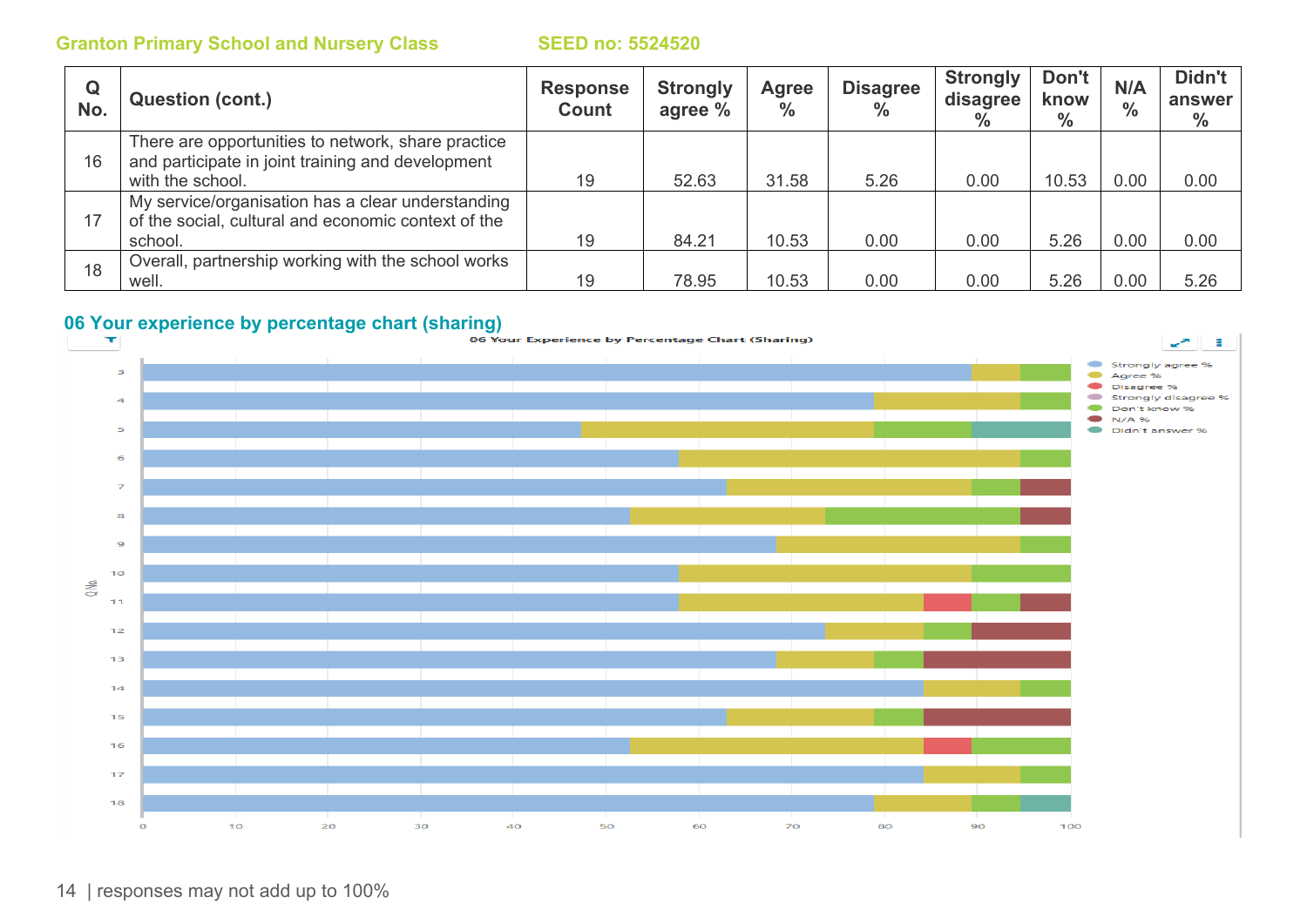Granton Primary School and Nursery Class SEED no: 5524520

| Q No. | Question (cont.) | Response Count | Strongly agree % | Agree % | Disagree % | Strongly disagree % | Don't know % | N/A % | Didn't answer % |
|---|---|---|---|---|---|---|---|---|---|
| 16 | There are opportunities to network, share practice and participate in joint training and development with the school. | 19 | 52.63 | 31.58 | 5.26 | 0.00 | 10.53 | 0.00 | 0.00 |
| 17 | My service/organisation has a clear understanding of the social, cultural and economic context of the school. | 19 | 84.21 | 10.53 | 0.00 | 0.00 | 5.26 | 0.00 | 0.00 |
| 18 | Overall, partnership working with the school works well. | 19 | 78.95 | 10.53 | 0.00 | 0.00 | 5.26 | 0.00 | 5.26 |

## 06 Your experience by percentage chart (sharing)

responses may not add up to 100%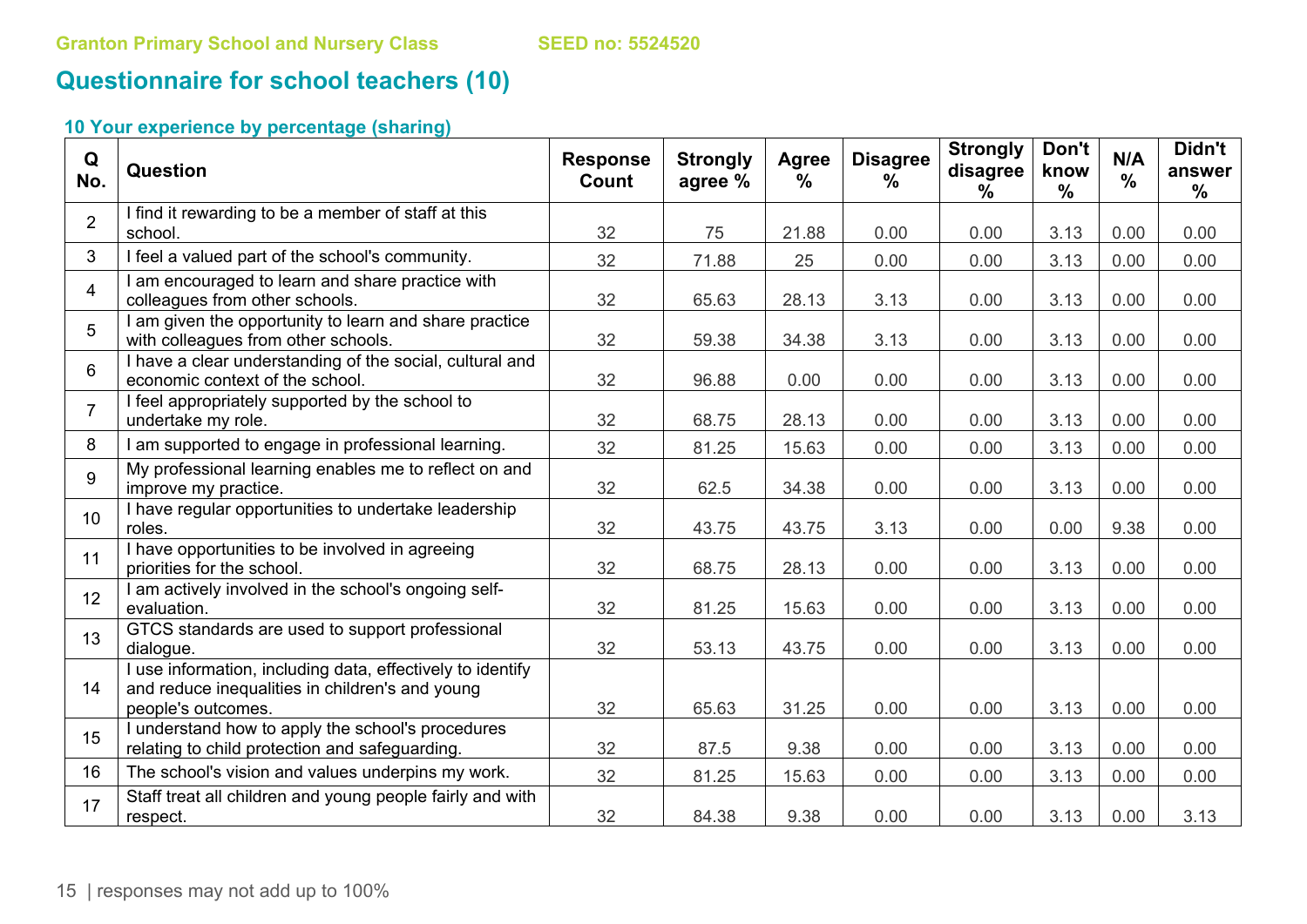Granton Primary School and Nursery Class SEED no: 5524520

## Questionnaire for school teachers (10)

### 10 Your experience by percentage (sharing)

| Q No. | Question | Response Count | Strongly agree % | Agree % | Disagree % | Strongly disagree % | Don't know % | N/A % | Didn't answer % |
|---|---|---|---|---|---|---|---|---|---|
| 2 | I find it rewarding to be a member of staff at this school. | 32 | 75 | 21.88 | 0.00 | 0.00 | 3.13 | 0.00 | 0.00 |
| 3 | I feel a valued part of the school's community. | 32 | 71.88 | 25 | 0.00 | 0.00 | 3.13 | 0.00 | 0.00 |
| 4 | I am encouraged to learn and share practice with colleagues from other schools. | 32 | 65.63 | 28.13 | 3.13 | 0.00 | 3.13 | 0.00 | 0.00 |
| 5 | I am given the opportunity to learn and share practice with colleagues from other schools. | 32 | 59.38 | 34.38 | 3.13 | 0.00 | 3.13 | 0.00 | 0.00 |
| 6 | I have a clear understanding of the social, cultural and economic context of the school. | 32 | 96.88 | 0.00 | 0.00 | 0.00 | 3.13 | 0.00 | 0.00 |
| 7 | I feel appropriately supported by the school to undertake my role. | 32 | 68.75 | 28.13 | 0.00 | 0.00 | 3.13 | 0.00 | 0.00 |
| 8 | I am supported to engage in professional learning. | 32 | 81.25 | 15.63 | 0.00 | 0.00 | 3.13 | 0.00 | 0.00 |
| 9 | My professional learning enables me to reflect on and improve my practice. | 32 | 62.5 | 34.38 | 0.00 | 0.00 | 3.13 | 0.00 | 0.00 |
| 10 | I have regular opportunities to undertake leadership roles. | 32 | 43.75 | 43.75 | 3.13 | 0.00 | 0.00 | 9.38 | 0.00 |
| 11 | I have opportunities to be involved in agreeing priorities for the school. | 32 | 68.75 | 28.13 | 0.00 | 0.00 | 3.13 | 0.00 | 0.00 |
| 12 | I am actively involved in the school's ongoing self-evaluation. | 32 | 81.25 | 15.63 | 0.00 | 0.00 | 3.13 | 0.00 | 0.00 |
| 13 | GTCS standards are used to support professional dialogue. | 32 | 53.13 | 43.75 | 0.00 | 0.00 | 3.13 | 0.00 | 0.00 |
| 14 | I use information, including data, effectively to identify and reduce inequalities in children's and young people's outcomes. | 32 | 65.63 | 31.25 | 0.00 | 0.00 | 3.13 | 0.00 | 0.00 |
| 15 | I understand how to apply the school's procedures relating to child protection and safeguarding. | 32 | 87.5 | 9.38 | 0.00 | 0.00 | 3.13 | 0.00 | 0.00 |
| 16 | The school's vision and values underpins my work. | 32 | 81.25 | 15.63 | 0.00 | 0.00 | 3.13 | 0.00 | 0.00 |
| 17 | Staff treat all children and young people fairly and with respect. | 32 | 84.38 | 9.38 | 0.00 | 0.00 | 3.13 | 0.00 | 3.13 |

responses may not add up to 100%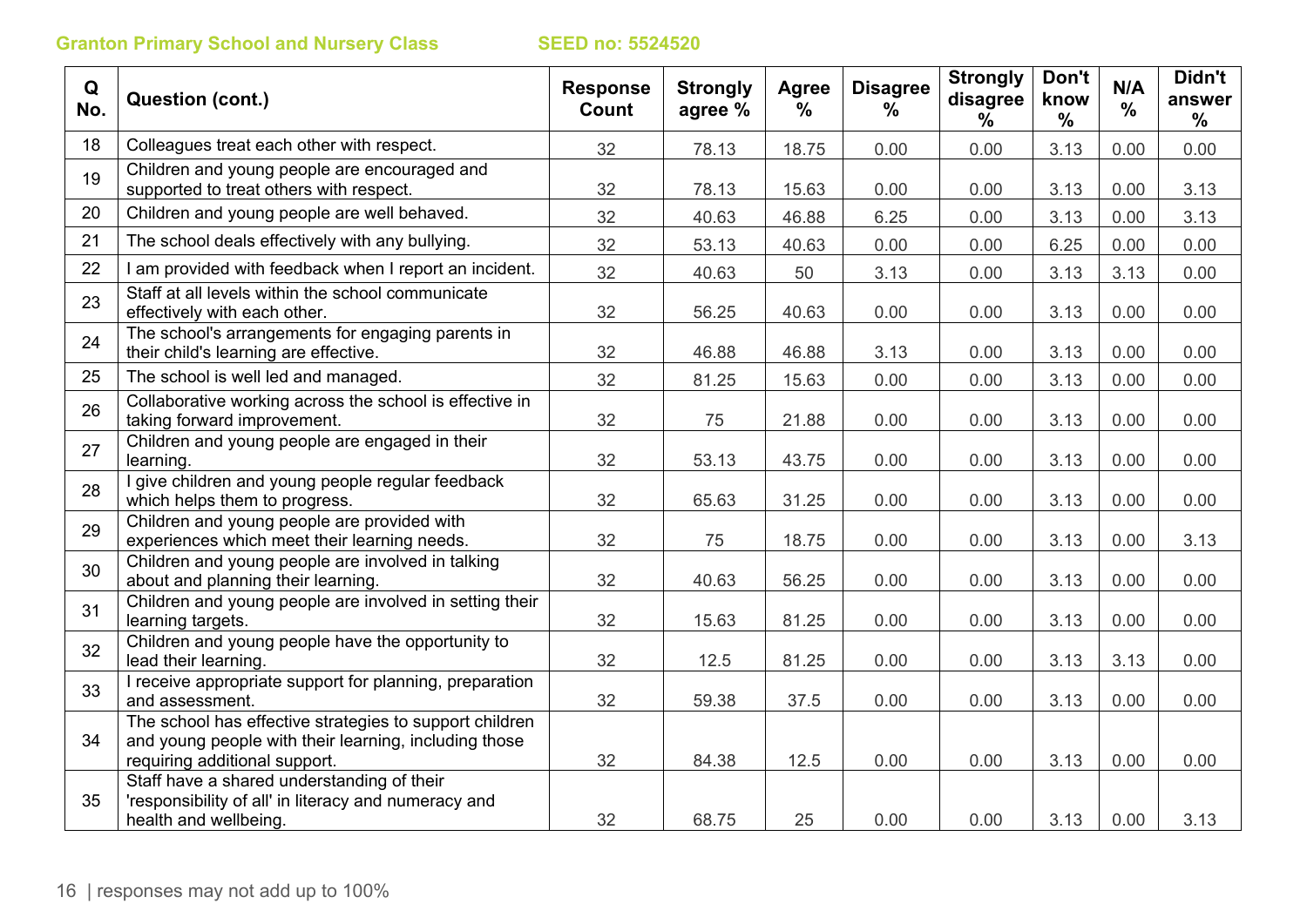Granton Primary School and Nursery Class SEED no: 5524520

| Q No. | Question (cont.) | Response Count | Strongly agree % | Agree % | Disagree % | Strongly disagree % | Don't know % | N/A % | Didn't answer % |
|---|---|---|---|---|---|---|---|---|---|
| 18 | Colleagues treat each other with respect. | 32 | 78.13 | 18.75 | 0.00 | 0.00 | 3.13 | 0.00 | 0.00 |
| 19 | Children and young people are encouraged and supported to treat others with respect. | 32 | 78.13 | 15.63 | 0.00 | 0.00 | 3.13 | 0.00 | 3.13 |
| 20 | Children and young people are well behaved. | 32 | 40.63 | 46.88 | 6.25 | 0.00 | 3.13 | 0.00 | 3.13 |
| 21 | The school deals effectively with any bullying. | 32 | 53.13 | 40.63 | 0.00 | 0.00 | 6.25 | 0.00 | 0.00 |
| 22 | I am provided with feedback when I report an incident. | 32 | 40.63 | 50 | 3.13 | 0.00 | 3.13 | 3.13 | 0.00 |
| 23 | Staff at all levels within the school communicate effectively with each other. | 32 | 56.25 | 40.63 | 0.00 | 0.00 | 3.13 | 0.00 | 0.00 |
| 24 | The school's arrangements for engaging parents in their child's learning are effective. | 32 | 46.88 | 46.88 | 3.13 | 0.00 | 3.13 | 0.00 | 0.00 |
| 25 | The school is well led and managed. | 32 | 81.25 | 15.63 | 0.00 | 0.00 | 3.13 | 0.00 | 0.00 |
| 26 | Collaborative working across the school is effective in taking forward improvement. | 32 | 75 | 21.88 | 0.00 | 0.00 | 3.13 | 0.00 | 0.00 |
| 27 | Children and young people are engaged in their learning. | 32 | 53.13 | 43.75 | 0.00 | 0.00 | 3.13 | 0.00 | 0.00 |
| 28 | I give children and young people regular feedback which helps them to progress. | 32 | 65.63 | 31.25 | 0.00 | 0.00 | 3.13 | 0.00 | 0.00 |
| 29 | Children and young people are provided with experiences which meet their learning needs. | 32 | 75 | 18.75 | 0.00 | 0.00 | 3.13 | 0.00 | 3.13 |
| 30 | Children and young people are involved in talking about and planning their learning. | 32 | 40.63 | 56.25 | 0.00 | 0.00 | 3.13 | 0.00 | 0.00 |
| 31 | Children and young people are involved in setting their learning targets. | 32 | 15.63 | 81.25 | 0.00 | 0.00 | 3.13 | 0.00 | 0.00 |
| 32 | Children and young people have the opportunity to lead their learning. | 32 | 12.5 | 81.25 | 0.00 | 0.00 | 3.13 | 3.13 | 0.00 |
| 33 | I receive appropriate support for planning, preparation and assessment. | 32 | 59.38 | 37.5 | 0.00 | 0.00 | 3.13 | 0.00 | 0.00 |
| 34 | The school has effective strategies to support children and young people with their learning, including those requiring additional support. | 32 | 84.38 | 12.5 | 0.00 | 0.00 | 3.13 | 0.00 | 0.00 |
| 35 | Staff have a shared understanding of their 'responsibility of all' in literacy and numeracy and health and wellbeing. | 32 | 68.75 | 25 | 0.00 | 0.00 | 3.13 | 0.00 | 3.13 |

responses may not add up to 100%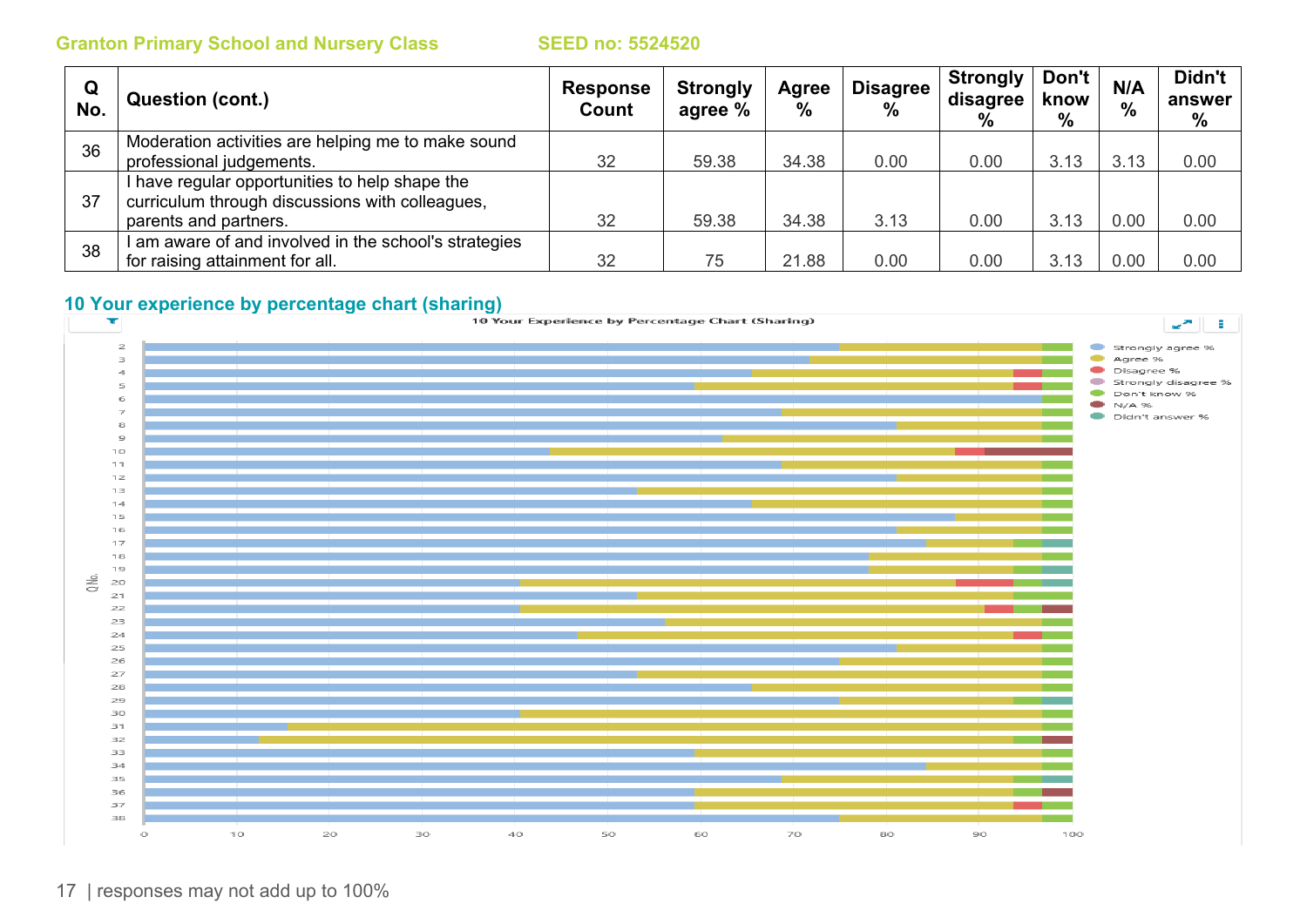Granton Primary School and Nursery Class SEED no: 5524520

| Q No. | Question (cont.) | Response Count | Strongly agree % | Agree % | Disagree % | Strongly disagree % | Don't know % | N/A % | Didn't answer % |
|---|---|---|---|---|---|---|---|---|---|
| 36 | Moderation activities are helping me to make sound professional judgements. | 32 | 59.38 | 34.38 | 0.00 | 0.00 | 3.13 | 3.13 | 0.00 |
| 37 | I have regular opportunities to help shape the curriculum through discussions with colleagues, parents and partners. | 32 | 59.38 | 34.38 | 3.13 | 0.00 | 3.13 | 0.00 | 0.00 |
| 38 | I am aware of and involved in the school's strategies for raising attainment for all. | 32 | 75 | 21.88 | 0.00 | 0.00 | 3.13 | 0.00 | 0.00 |

## 10 Your experience by percentage chart (sharing)

responses may not add up to 100%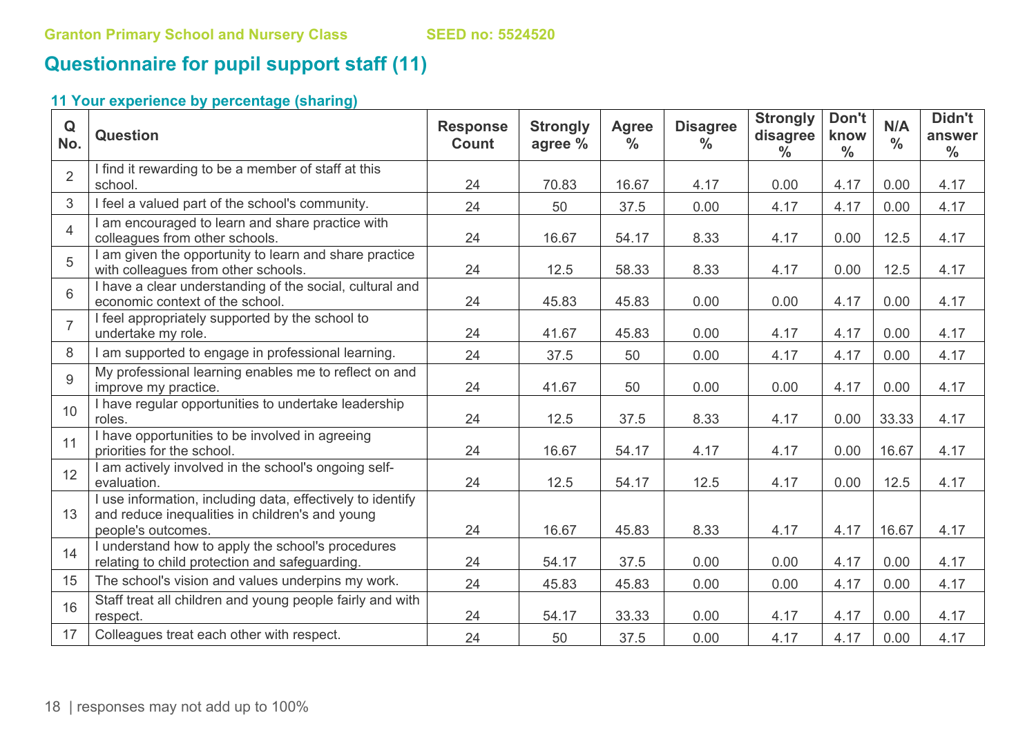## Questionnaire for pupil support staff (11)

### 11 Your experience by percentage (sharing)

| Q No. | Question | Response Count | Strongly agree % | Agree % | Disagree % | Strongly disagree % | Don't know % | N/A % | Didn't answer % |
|---|---|---|---|---|---|---|---|---|---|
| 2 | I find it rewarding to be a member of staff at this school. | 24 | 70.83 | 16.67 | 4.17 | 0.00 | 4.17 | 0.00 | 4.17 |
| 3 | I feel a valued part of the school's community. | 24 | 50 | 37.5 | 0.00 | 4.17 | 4.17 | 0.00 | 4.17 |
| 4 | I am encouraged to learn and share practice with colleagues from other schools. | 24 | 16.67 | 54.17 | 8.33 | 4.17 | 0.00 | 12.5 | 4.17 |
| 5 | I am given the opportunity to learn and share practice with colleagues from other schools. | 24 | 12.5 | 58.33 | 8.33 | 4.17 | 0.00 | 12.5 | 4.17 |
| 6 | I have a clear understanding of the social, cultural and economic context of the school. | 24 | 45.83 | 45.83 | 0.00 | 0.00 | 4.17 | 0.00 | 4.17 |
| 7 | I feel appropriately supported by the school to undertake my role. | 24 | 41.67 | 45.83 | 0.00 | 4.17 | 4.17 | 0.00 | 4.17 |
| 8 | I am supported to engage in professional learning. | 24 | 37.5 | 50 | 0.00 | 4.17 | 4.17 | 0.00 | 4.17 |
| 9 | My professional learning enables me to reflect on and improve my practice. | 24 | 41.67 | 50 | 0.00 | 0.00 | 4.17 | 0.00 | 4.17 |
| 10 | I have regular opportunities to undertake leadership roles. | 24 | 12.5 | 37.5 | 8.33 | 4.17 | 0.00 | 33.33 | 4.17 |
| 11 | I have opportunities to be involved in agreeing priorities for the school. | 24 | 16.67 | 54.17 | 4.17 | 4.17 | 0.00 | 16.67 | 4.17 |
| 12 | I am actively involved in the school's ongoing self-evaluation. | 24 | 12.5 | 54.17 | 12.5 | 4.17 | 0.00 | 12.5 | 4.17 |
| 13 | I use information, including data, effectively to identify and reduce inequalities in children's and young people's outcomes. | 24 | 16.67 | 45.83 | 8.33 | 4.17 | 4.17 | 16.67 | 4.17 |
| 14 | I understand how to apply the school's procedures relating to child protection and safeguarding. | 24 | 54.17 | 37.5 | 0.00 | 0.00 | 4.17 | 0.00 | 4.17 |
| 15 | The school's vision and values underpins my work. | 24 | 45.83 | 45.83 | 0.00 | 0.00 | 4.17 | 0.00 | 4.17 |
| 16 | Staff treat all children and young people fairly and with respect. | 24 | 54.17 | 33.33 | 0.00 | 4.17 | 4.17 | 0.00 | 4.17 |
| 17 | Colleagues treat each other with respect. | 24 | 50 | 37.5 | 0.00 | 4.17 | 4.17 | 0.00 | 4.17 |

responses may not add up to 100%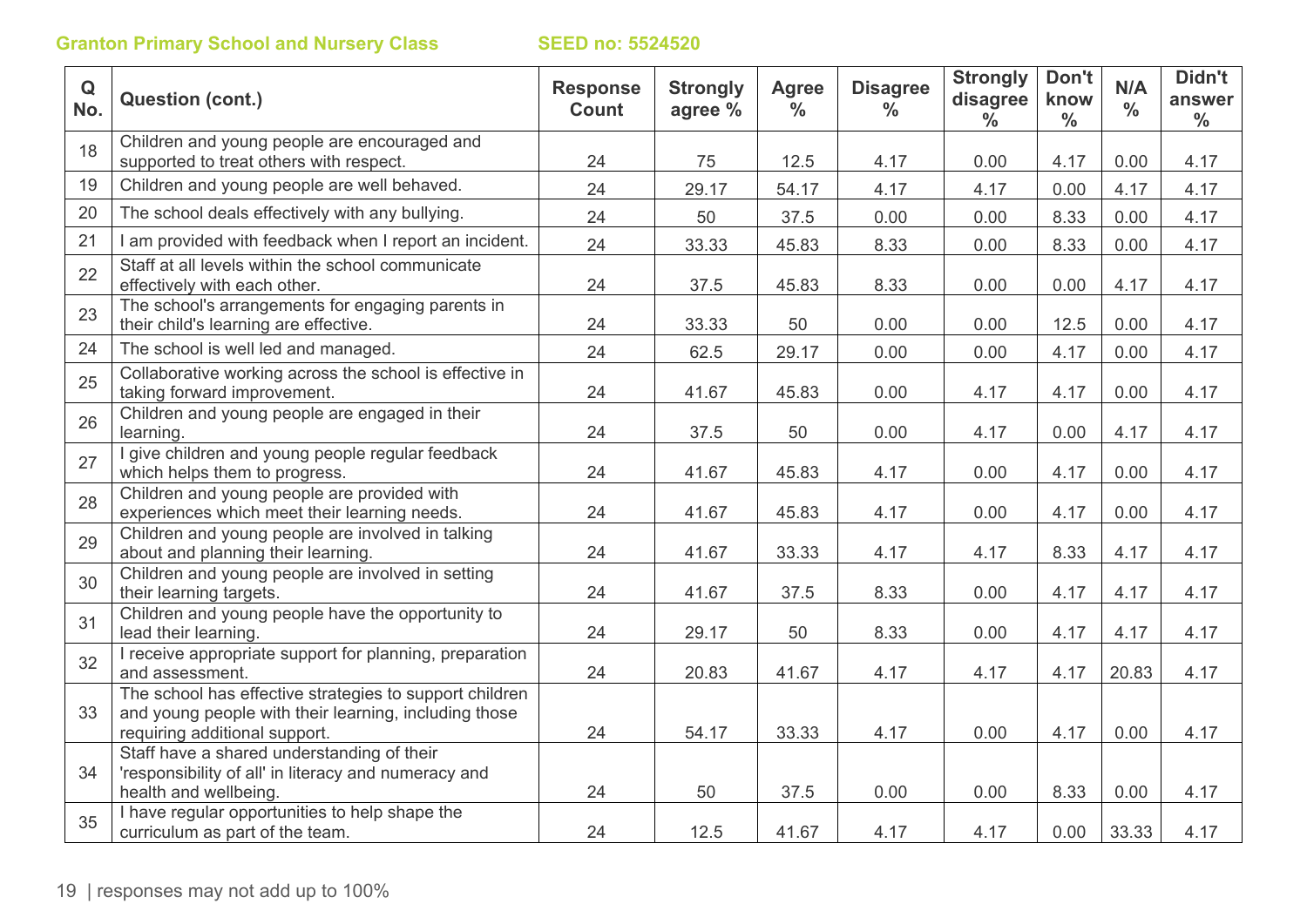**Granton Primary School and Nursery Class** **SEED no: 5524520**

| Q No. | Question (cont.) | Response Count | Strongly agree % | Agree % | Disagree % | Strongly disagree % | Don't know % | N/A % | Didn't answer % |
|---|---|---|---|---|---|---|---|---|---|
| 18 | Children and young people are encouraged and supported to treat others with respect. | 24 | 75 | 12.5 | 4.17 | 0.00 | 4.17 | 0.00 | 4.17 |
| 19 | Children and young people are well behaved. | 24 | 29.17 | 54.17 | 4.17 | 4.17 | 0.00 | 4.17 | 4.17 |
| 20 | The school deals effectively with any bullying. | 24 | 50 | 37.5 | 0.00 | 0.00 | 8.33 | 0.00 | 4.17 |
| 21 | I am provided with feedback when I report an incident. | 24 | 33.33 | 45.83 | 8.33 | 0.00 | 8.33 | 0.00 | 4.17 |
| 22 | Staff at all levels within the school communicate effectively with each other. | 24 | 37.5 | 45.83 | 8.33 | 0.00 | 0.00 | 4.17 | 4.17 |
| 23 | The school's arrangements for engaging parents in their child's learning are effective. | 24 | 33.33 | 50 | 0.00 | 0.00 | 12.5 | 0.00 | 4.17 |
| 24 | The school is well led and managed. | 24 | 62.5 | 29.17 | 0.00 | 0.00 | 4.17 | 0.00 | 4.17 |
| 25 | Collaborative working across the school is effective in taking forward improvement. | 24 | 41.67 | 45.83 | 0.00 | 4.17 | 4.17 | 0.00 | 4.17 |
| 26 | Children and young people are engaged in their learning. | 24 | 37.5 | 50 | 0.00 | 4.17 | 0.00 | 4.17 | 4.17 |
| 27 | I give children and young people regular feedback which helps them to progress. | 24 | 41.67 | 45.83 | 4.17 | 0.00 | 4.17 | 0.00 | 4.17 |
| 28 | Children and young people are provided with experiences which meet their learning needs. | 24 | 41.67 | 45.83 | 4.17 | 0.00 | 4.17 | 0.00 | 4.17 |
| 29 | Children and young people are involved in talking about and planning their learning. | 24 | 41.67 | 33.33 | 4.17 | 4.17 | 8.33 | 4.17 | 4.17 |
| 30 | Children and young people are involved in setting their learning targets. | 24 | 41.67 | 37.5 | 8.33 | 0.00 | 4.17 | 4.17 | 4.17 |
| 31 | Children and young people have the opportunity to lead their learning. | 24 | 29.17 | 50 | 8.33 | 0.00 | 4.17 | 4.17 | 4.17 |
| 32 | I receive appropriate support for planning, preparation and assessment. | 24 | 20.83 | 41.67 | 4.17 | 4.17 | 4.17 | 20.83 | 4.17 |
| 33 | The school has effective strategies to support children and young people with their learning, including those requiring additional support. | 24 | 54.17 | 33.33 | 4.17 | 0.00 | 4.17 | 0.00 | 4.17 |
| 34 | Staff have a shared understanding of their 'responsibility of all' in literacy and numeracy and health and wellbeing. | 24 | 50 | 37.5 | 0.00 | 0.00 | 8.33 | 0.00 | 4.17 |
| 35 | I have regular opportunities to help shape the curriculum as part of the team. | 24 | 12.5 | 41.67 | 4.17 | 4.17 | 0.00 | 33.33 | 4.17 |

responses may not add up to 100%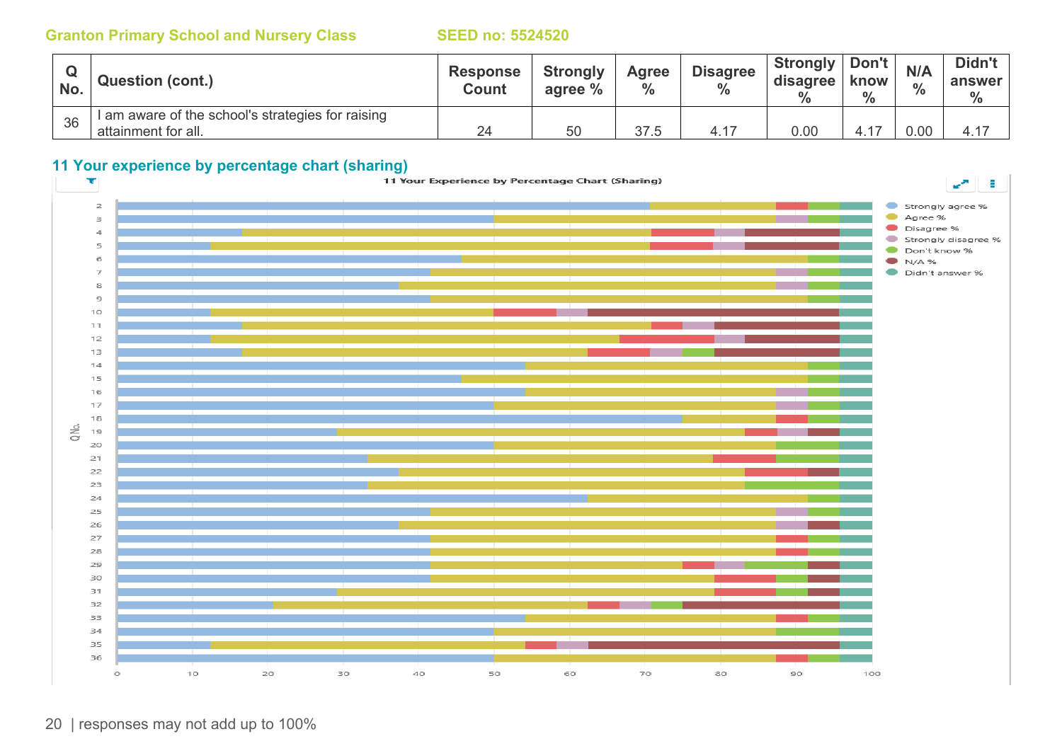Granton Primary School and Nursery Class SEED no: 5524520

| Q No. | Question (cont.) | Response Count | Strongly agree % | Agree % | Disagree % | Strongly disagree % | Don't know % | N/A % | Didn't answer % |
|---|---|---|---|---|---|---|---|---|---|
| 36 | I am aware of the school's strategies for raising attainment for all. | 24 | 50 | 37.5 | 4.17 | 0.00 | 4.17 | 0.00 | 4.17 |

## 11 Your experience by percentage chart (sharing)

11 Your Experience by Percentage Chart (Sharing)

Strongly agree %
Agree %
Disagree %
Strongly disagree %
Don't know %
N/A %
Didn't answer %

Q No.

2 3 4 5 6 7 8 9 10 11 12 13 14 15 16 17 18 19 20 21 22 23 24 25 26 27 28 29 30 31 32 33 34 35 36

0 10 20 30 40 50 60 70 80 90 100

| responses may not add up to 100%